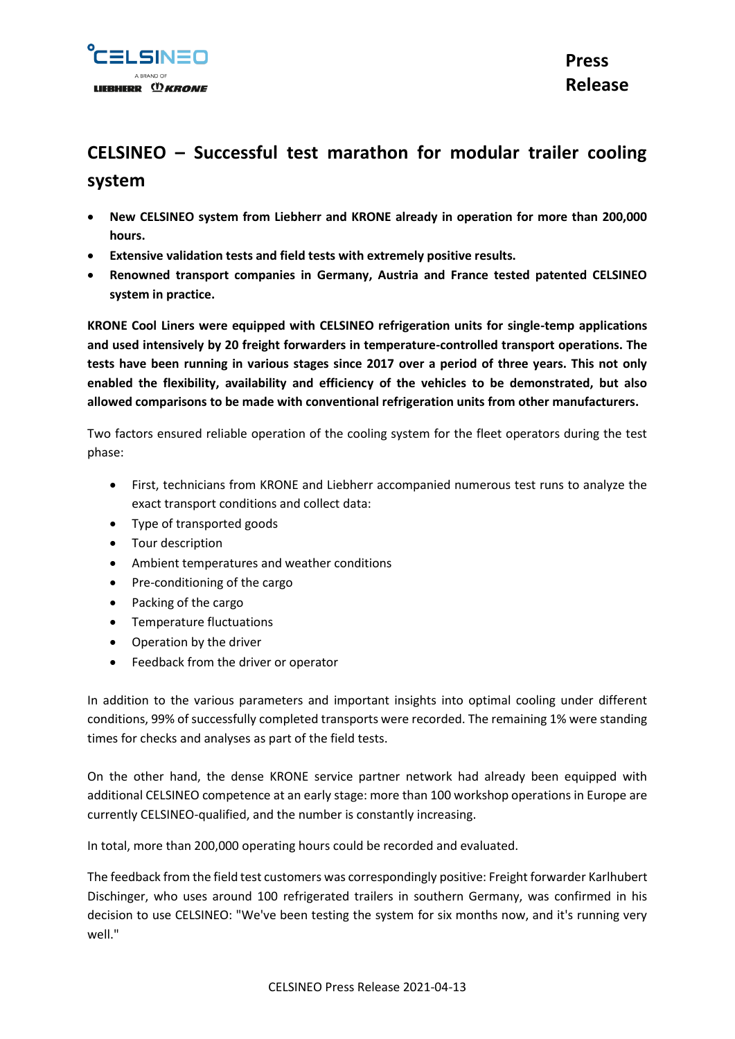**Press Release**

# CELSINEO – Successful test marathon for modular trailer cooling system

- **New CELSINEO system from Liebherr and KRONE already in operation for more than 200,000 hours.**
- **Extensive validation tests and field tests with extremely positive results.**
- **Renowned transport companies in Germany, Austria and France tested patented CELSINEO system in practice.**

**KRONE Cool Liners were equipped with CELSINEO refrigeration units for single-temp applications and used intensively by 20 freight forwarders in temperature-controlled transport operations. The tests have been running in various stages since 2017 over a period of three years. This not only enabled the flexibility, availability and efficiency of the vehicles to be demonstrated, but also allowed comparisons to be made with conventional refrigeration units from other manufacturers.**

Two factors ensured reliable operation of the cooling system for the fleet operators during the test phase:

- First, technicians from KRONE and Liebherr accompanied numerous test runs to analyze the exact transport conditions and collect data:
- Type of transported goods
- Tour description
- Ambient temperatures and weather conditions
- Pre-conditioning of the cargo
- Packing of the cargo
- Temperature fluctuations
- Operation by the driver
- Feedback from the driver or operator

In addition to the various parameters and important insights into optimal cooling under different conditions, 99% of successfully completed transports were recorded. The remaining 1% were standing times for checks and analyses as part of the field tests.

On the other hand, the dense KRONE service partner network had already been equipped with additional CELSINEO competence at an early stage: more than 100 workshop operations in Europe are currently CELSINEO-qualified, and the number is constantly increasing.

In total, more than 200,000 operating hours could be recorded and evaluated.

The feedback from the field test customers was correspondingly positive: Freight forwarder Karlhubert Dischinger, who uses around 100 refrigerated trailers in southern Germany, was confirmed in his decision to use CELSINEO: "We've been testing the system for six months now, and it's running very well."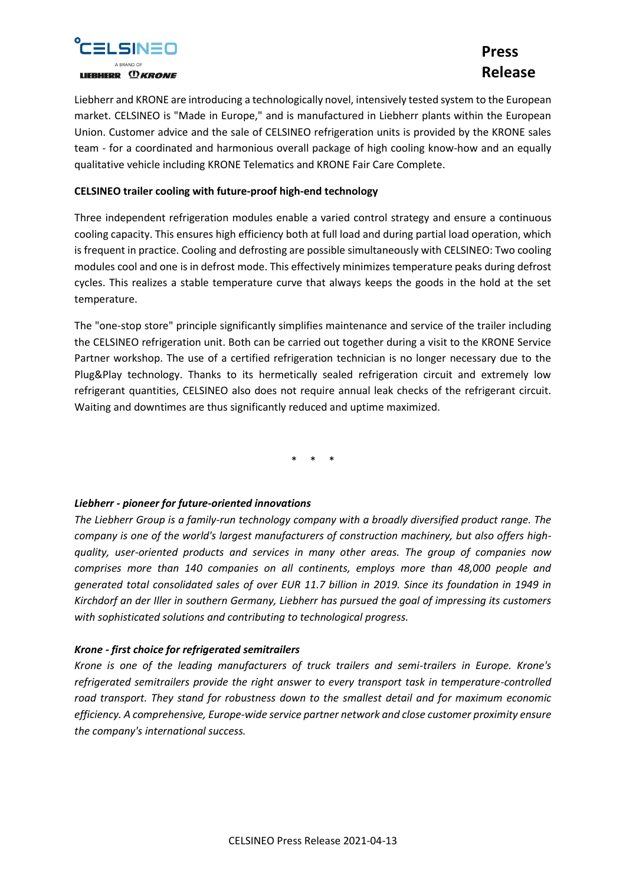Liebherr and KRONE are introducing a technologically novel, intensively tested system to the European market. CELSINEO is "Made in Europe," and is manufactured in Liebherr plants within the European Union. Customer advice and the sale of CELSINEO refrigeration units is provided by the KRONE sales team - for a coordinated and harmonious overall package of high cooling know-how and an equally qualitative vehicle including KRONE Telematics and KRONE Fair Care Complete.

**CELSINEO trailer cooling with future-proof high-end technology**

Three independent refrigeration modules enable a varied control strategy and ensure a continuous cooling capacity. This ensures high efficiency both at full load and during partial load operation, which is frequent in practice. Cooling and defrosting are possible simultaneously with CELSINEO: Two cooling modules cool and one is in defrost mode. This effectively minimizes temperature peaks during defrost cycles. This realizes a stable temperature curve that always keeps the goods in the hold at the set temperature.

The "one-stop store" principle significantly simplifies maintenance and service of the trailer including the CELSINEO refrigeration unit. Both can be carried out together during a visit to the KRONE Service Partner workshop. The use of a certified refrigeration technician is no longer necessary due to the Plug&Play technology. Thanks to its hermetically sealed refrigeration circuit and extremely low refrigerant quantities, CELSINEO also does not require annual leak checks of the refrigerant circuit. Waiting and downtimes are thus significantly reduced and uptime maximized.

\* \* \*

***Liebherr - pioneer for future-oriented innovations***

*The Liebherr Group is a family-run technology company with a broadly diversified product range. The company is one of the world's largest manufacturers of construction machinery, but also offers high-quality, user-oriented products and services in many other areas. The group of companies now comprises more than 140 companies on all continents, employs more than 48,000 people and generated total consolidated sales of over EUR 11.7 billion in 2019. Since its foundation in 1949 in Kirchdorf an der Iller in southern Germany, Liebherr has pursued the goal of impressing its customers with sophisticated solutions and contributing to technological progress.*

***Krone - first choice for refrigerated semitrailers***

*Krone is one of the leading manufacturers of truck trailers and semi-trailers in Europe. Krone's refrigerated semitrailers provide the right answer to every transport task in temperature-controlled road transport. They stand for robustness down to the smallest detail and for maximum economic efficiency. A comprehensive, Europe-wide service partner network and close customer proximity ensure the company's international success.*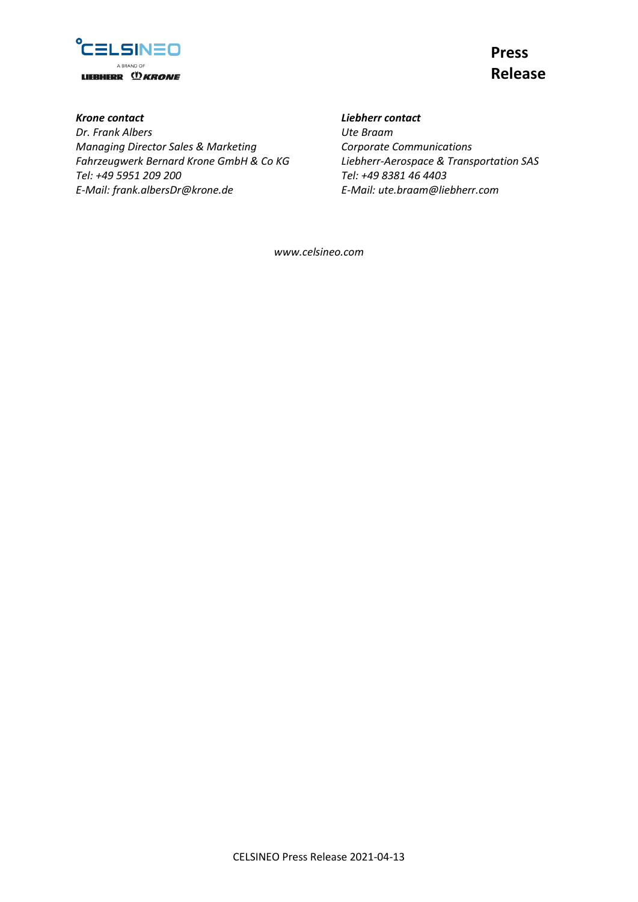***Krone contact***
*Dr. Frank Albers*
*Managing Director Sales & Marketing*
*Fahrzeugwerk Bernard Krone GmbH & Co KG*
*Tel: +49 5951 209 200*
*E-Mail: frank.albersDr@krone.de*

***Liebherr contact***
*Ute Braam*
*Corporate Communications*
*Liebherr-Aerospace & Transportation SAS*
*Tel: +49 8381 46 4403*
*E-Mail: ute.braam@liebherr.com*

*www.celsineo.com*